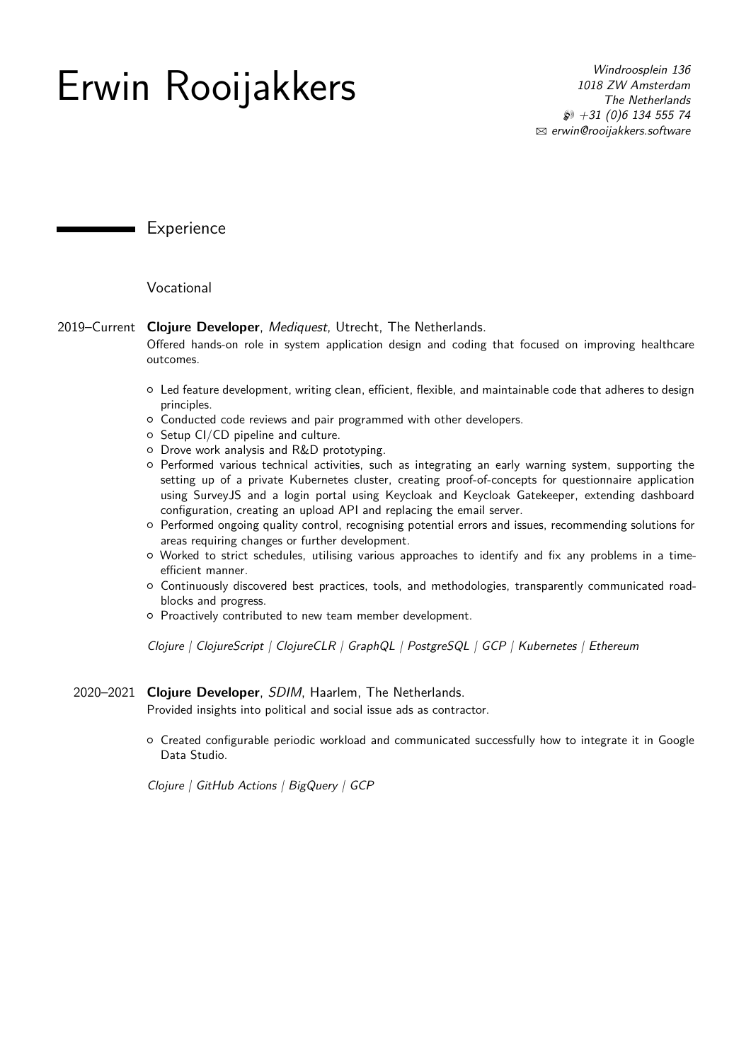# Erwin Rooijakkers

*Windroosplein 136*
*1018 ZW Amsterdam*
*The Netherlands*
*+31 (0)6 134 555 74*
*erwin@rooijakkers.software*

## Experience

### Vocational

2019–Current **Clojure Developer**, *Mediquest*, Utrecht, The Netherlands.

Offered hands-on role in system application design and coding that focused on improving healthcare outcomes.

- Led feature development, writing clean, efficient, flexible, and maintainable code that adheres to design principles.
- Conducted code reviews and pair programmed with other developers.
- Setup CI/CD pipeline and culture.
- Drove work analysis and R&D prototyping.
- Performed various technical activities, such as integrating an early warning system, supporting the setting up of a private Kubernetes cluster, creating proof-of-concepts for questionnaire application using SurveyJS and a login portal using Keycloak and Keycloak Gatekeeper, extending dashboard configuration, creating an upload API and replacing the email server.
- Performed ongoing quality control, recognising potential errors and issues, recommending solutions for areas requiring changes or further development.
- Worked to strict schedules, utilising various approaches to identify and fix any problems in a time-efficient manner.
- Continuously discovered best practices, tools, and methodologies, transparently communicated road-blocks and progress.
- Proactively contributed to new team member development.

*Clojure | ClojureScript | ClojureCLR | GraphQL | PostgreSQL | GCP | Kubernetes | Ethereum*

2020–2021 **Clojure Developer**, *SDIM*, Haarlem, The Netherlands.

Provided insights into political and social issue ads as contractor.

- Created configurable periodic workload and communicated successfully how to integrate it in Google Data Studio.

*Clojure | GitHub Actions | BigQuery | GCP*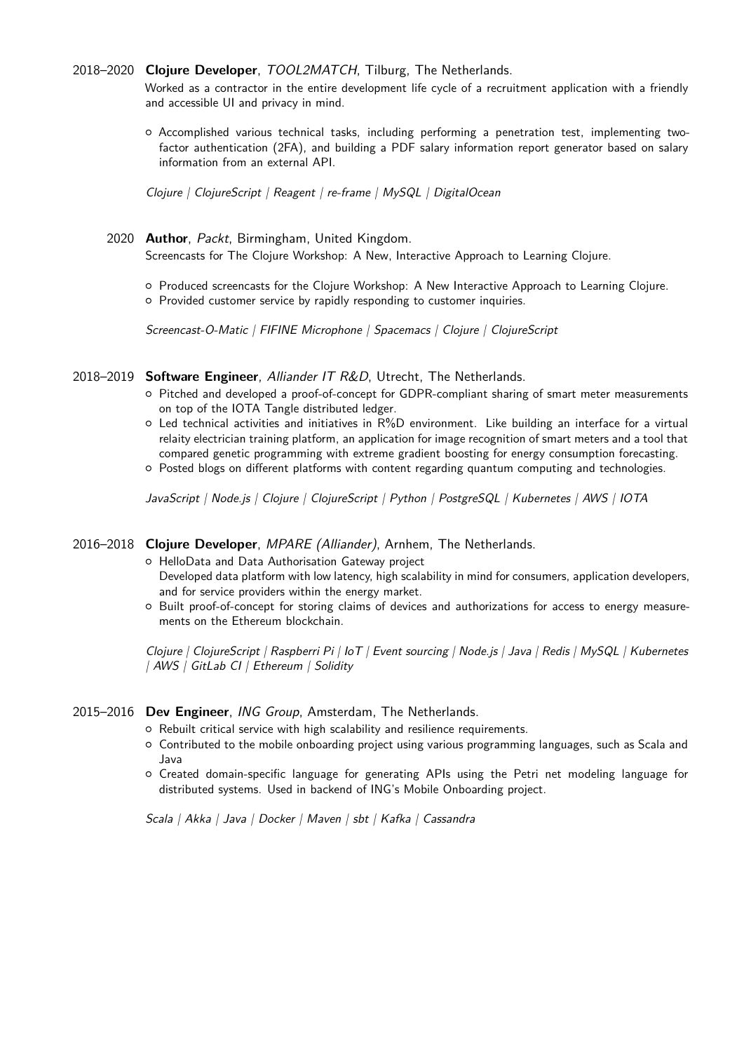2018–2020 **Clojure Developer**, *TOOL2MATCH*, Tilburg, The Netherlands.

Worked as a contractor in the entire development life cycle of a recruitment application with a friendly and accessible UI and privacy in mind.

- Accomplished various technical tasks, including performing a penetration test, implementing two-factor authentication (2FA), and building a PDF salary information report generator based on salary information from an external API.

*Clojure | ClojureScript | Reagent | re-frame | MySQL | DigitalOcean*

2020 **Author**, *Packt*, Birmingham, United Kingdom.

Screencasts for The Clojure Workshop: A New, Interactive Approach to Learning Clojure.

- Produced screencasts for the Clojure Workshop: A New Interactive Approach to Learning Clojure.
- Provided customer service by rapidly responding to customer inquiries.

*Screencast-O-Matic | FIFINE Microphone | Spacemacs | Clojure | ClojureScript*

2018–2019 **Software Engineer**, *Alliander IT R&D*, Utrecht, The Netherlands.

- Pitched and developed a proof-of-concept for GDPR-compliant sharing of smart meter measurements on top of the IOTA Tangle distributed ledger.
- Led technical activities and initiatives in R%D environment. Like building an interface for a virtual relaity electrician training platform, an application for image recognition of smart meters and a tool that compared genetic programming with extreme gradient boosting for energy consumption forecasting.
- Posted blogs on different platforms with content regarding quantum computing and technologies.

*JavaScript | Node.js | Clojure | ClojureScript | Python | PostgreSQL | Kubernetes | AWS | IOTA*

2016–2018 **Clojure Developer**, *MPARE (Alliander)*, Arnhem, The Netherlands.

- HelloData and Data Authorisation Gateway project
  Developed data platform with low latency, high scalability in mind for consumers, application developers, and for service providers within the energy market.
- Built proof-of-concept for storing claims of devices and authorizations for access to energy measurements on the Ethereum blockchain.

*Clojure | ClojureScript | Raspberri Pi | IoT | Event sourcing | Node.js | Java | Redis | MySQL | Kubernetes | AWS | GitLab CI | Ethereum | Solidity*

2015–2016 **Dev Engineer**, *ING Group*, Amsterdam, The Netherlands.

- Rebuilt critical service with high scalability and resilience requirements.
- Contributed to the mobile onboarding project using various programming languages, such as Scala and Java
- Created domain-specific language for generating APIs using the Petri net modeling language for distributed systems. Used in backend of ING's Mobile Onboarding project.

*Scala | Akka | Java | Docker | Maven | sbt | Kafka | Cassandra*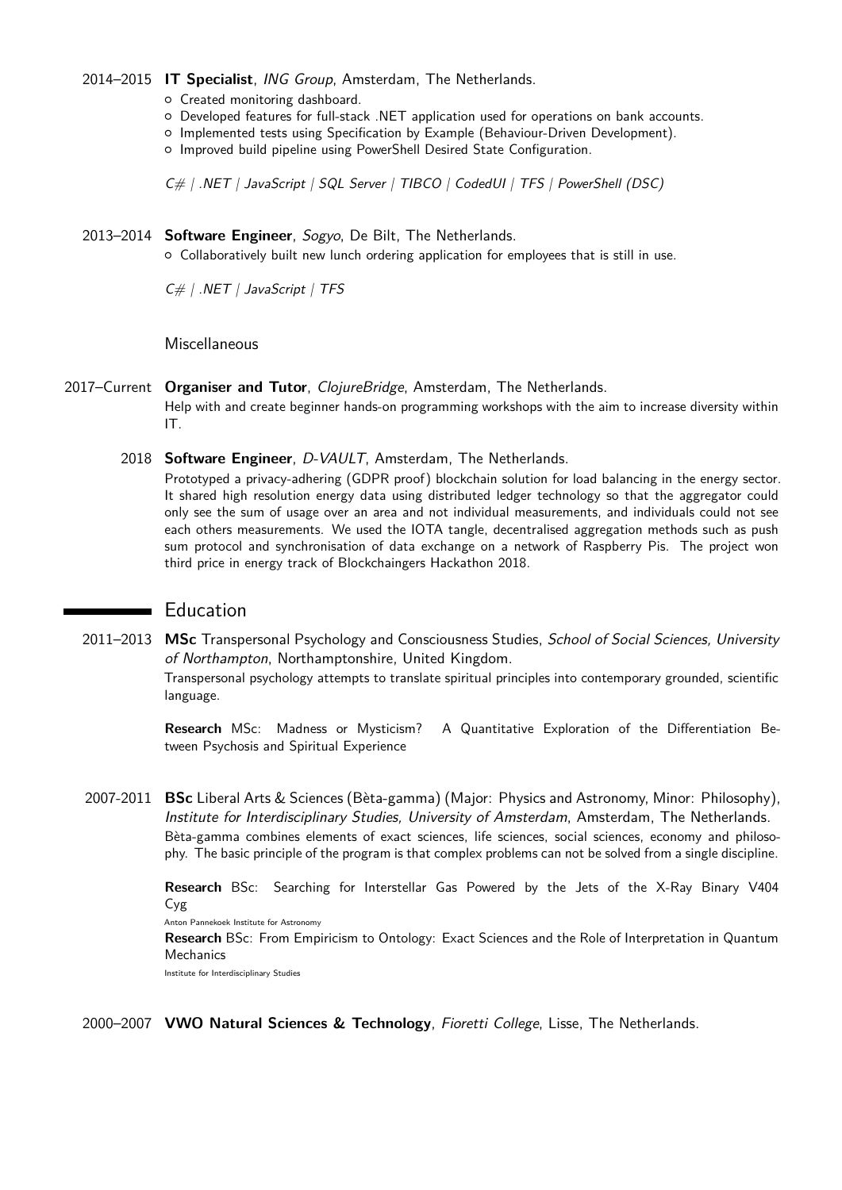2014–2015 **IT Specialist**, *ING Group*, Amsterdam, The Netherlands.

- Created monitoring dashboard.
- Developed features for full-stack .NET application used for operations on bank accounts.
- Implemented tests using Specification by Example (Behaviour-Driven Development).
- Improved build pipeline using PowerShell Desired State Configuration.

*C# | .NET | JavaScript | SQL Server | TIBCO | CodedUI | TFS | PowerShell (DSC)*

2013–2014 **Software Engineer**, *Sogyo*, De Bilt, The Netherlands.

- Collaboratively built new lunch ordering application for employees that is still in use.

*C# | .NET | JavaScript | TFS*

### Miscellaneous

2017–Current **Organiser and Tutor**, *ClojureBridge*, Amsterdam, The Netherlands.
Help with and create beginner hands-on programming workshops with the aim to increase diversity within IT.

2018 **Software Engineer**, *D-VAULT*, Amsterdam, The Netherlands.
Prototyped a privacy-adhering (GDPR proof) blockchain solution for load balancing in the energy sector. It shared high resolution energy data using distributed ledger technology so that the aggregator could only see the sum of usage over an area and not individual measurements, and individuals could not see each others measurements. We used the IOTA tangle, decentralised aggregation methods such as push sum protocol and synchronisation of data exchange on a network of Raspberry Pis. The project won third price in energy track of Blockchaingers Hackathon 2018.

## Education

2011–2013 **MSc** Transpersonal Psychology and Consciousness Studies, *School of Social Sciences, University of Northampton*, Northamptonshire, United Kingdom.
Transpersonal psychology attempts to translate spiritual principles into contemporary grounded, scientific language.

**Research** MSc: Madness or Mysticism? A Quantitative Exploration of the Differentiation Between Psychosis and Spiritual Experience

2007-2011 **BSc** Liberal Arts & Sciences (Bèta-gamma) (Major: Physics and Astronomy, Minor: Philosophy), *Institute for Interdisciplinary Studies, University of Amsterdam*, Amsterdam, The Netherlands.
Bèta-gamma combines elements of exact sciences, life sciences, social sciences, economy and philosophy. The basic principle of the program is that complex problems can not be solved from a single discipline.

**Research** BSc: Searching for Interstellar Gas Powered by the Jets of the X-Ray Binary V404 Cyg
Anton Pannekoek Institute for Astronomy
**Research** BSc: From Empiricism to Ontology: Exact Sciences and the Role of Interpretation in Quantum Mechanics
Institute for Interdisciplinary Studies

2000–2007 **VWO Natural Sciences & Technology**, *Fioretti College*, Lisse, The Netherlands.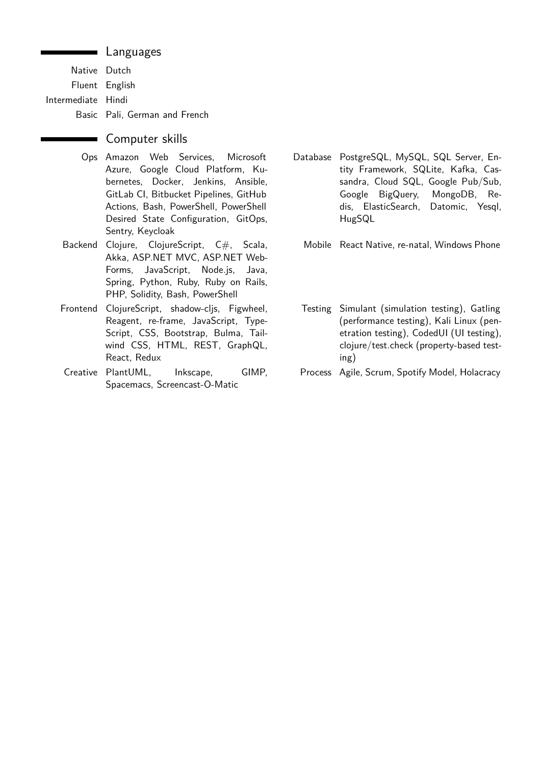## Languages

**Native** Dutch

**Fluent** English

**Intermediate** Hindi

**Basic** Pali, German and French

## Computer skills

**Ops** Amazon Web Services, Microsoft Azure, Google Cloud Platform, Kubernetes, Docker, Jenkins, Ansible, GitLab CI, Bitbucket Pipelines, GitHub Actions, Bash, PowerShell, PowerShell Desired State Configuration, GitOps, Sentry, Keycloak

**Backend** Clojure, ClojureScript, C#, Scala, Akka, ASP.NET MVC, ASP.NET WebForms, JavaScript, Node.js, Java, Spring, Python, Ruby, Ruby on Rails, PHP, Solidity, Bash, PowerShell

**Frontend** ClojureScript, shadow-cljs, Figwheel, Reagent, re-frame, JavaScript, TypeScript, CSS, Bootstrap, Bulma, Tailwind CSS, HTML, REST, GraphQL, React, Redux

**Creative** PlantUML, Inkscape, GIMP, Spacemacs, Screencast-O-Matic

**Database** PostgreSQL, MySQL, SQL Server, Entity Framework, SQLite, Kafka, Cassandra, Cloud SQL, Google Pub/Sub, Google BigQuery, MongoDB, Redis, ElasticSearch, Datomic, Yesql, HugSQL

**Mobile** React Native, re-natal, Windows Phone

**Testing** Simulant (simulation testing), Gatling (performance testing), Kali Linux (penetration testing), CodedUI (UI testing), clojure/test.check (property-based testing)

**Process** Agile, Scrum, Spotify Model, Holacracy